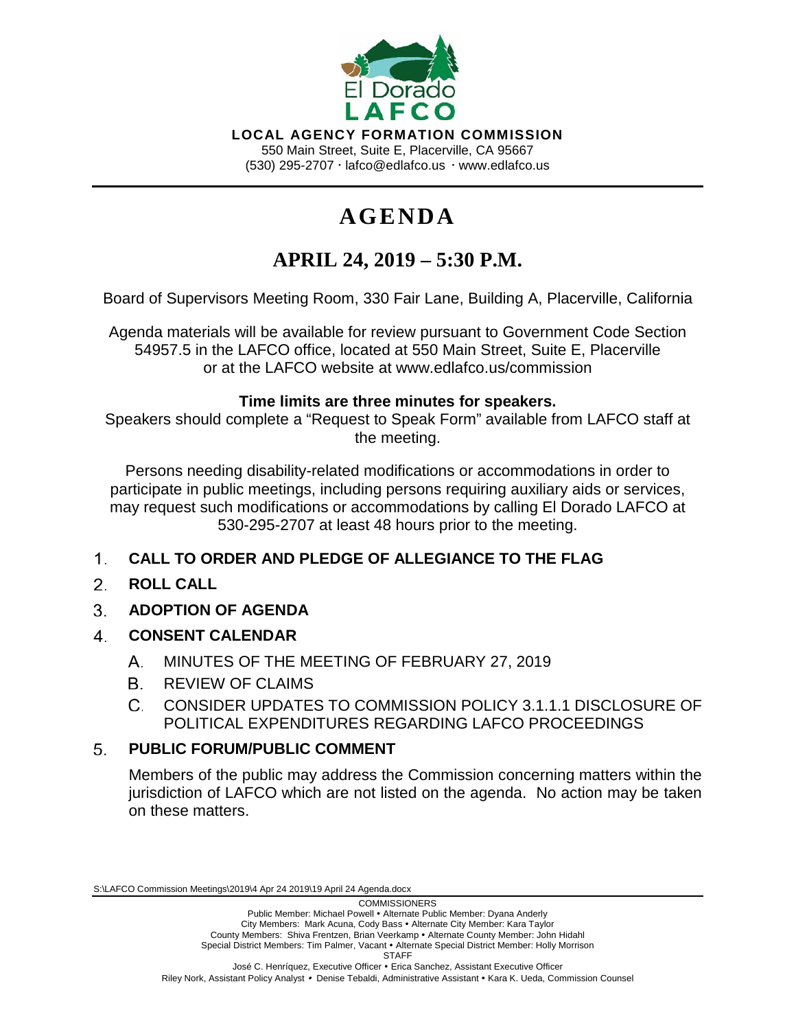El Dorado
LAFCO

**LOCAL AGENCY FORMATION COMMISSION**
550 Main Street, Suite E, Placerville, CA 95667
(530) 295-2707 · lafco@edlafco.us · www.edlafco.us

# AGENDA

## APRIL 24, 2019 – 5:30 P.M.

Board of Supervisors Meeting Room, 330 Fair Lane, Building A, Placerville, California

Agenda materials will be available for review pursuant to Government Code Section 54957.5 in the LAFCO office, located at 550 Main Street, Suite E, Placerville or at the LAFCO website at www.edlafco.us/commission

**Time limits are three minutes for speakers.**
Speakers should complete a "Request to Speak Form" available from LAFCO staff at the meeting.

Persons needing disability-related modifications or accommodations in order to participate in public meetings, including persons requiring auxiliary aids or services, may request such modifications or accommodations by calling El Dorado LAFCO at 530-295-2707 at least 48 hours prior to the meeting.

1. **CALL TO ORDER AND PLEDGE OF ALLEGIANCE TO THE FLAG**
2. **ROLL CALL**
3. **ADOPTION OF AGENDA**
4. **CONSENT CALENDAR**
   A. MINUTES OF THE MEETING OF FEBRUARY 27, 2019
   B. REVIEW OF CLAIMS
   C. CONSIDER UPDATES TO COMMISSION POLICY 3.1.1.1 DISCLOSURE OF POLITICAL EXPENDITURES REGARDING LAFCO PROCEEDINGS
5. **PUBLIC FORUM/PUBLIC COMMENT**

   Members of the public may address the Commission concerning matters within the jurisdiction of LAFCO which are not listed on the agenda. No action may be taken on these matters.

S:\LAFCO Commission Meetings\2019\4 Apr 24 2019\19 April 24 Agenda.docx

COMMISSIONERS
Public Member: Michael Powell • Alternate Public Member: Dyana Anderly
City Members: Mark Acuna, Cody Bass • Alternate City Member: Kara Taylor
County Members: Shiva Frentzen, Brian Veerkamp • Alternate County Member: John Hidahl
Special District Members: Tim Palmer, Vacant • Alternate Special District Member: Holly Morrison
STAFF
José C. Henríquez, Executive Officer • Erica Sanchez, Assistant Executive Officer
Riley Nork, Assistant Policy Analyst • Denise Tebaldi, Administrative Assistant • Kara K. Ueda, Commission Counsel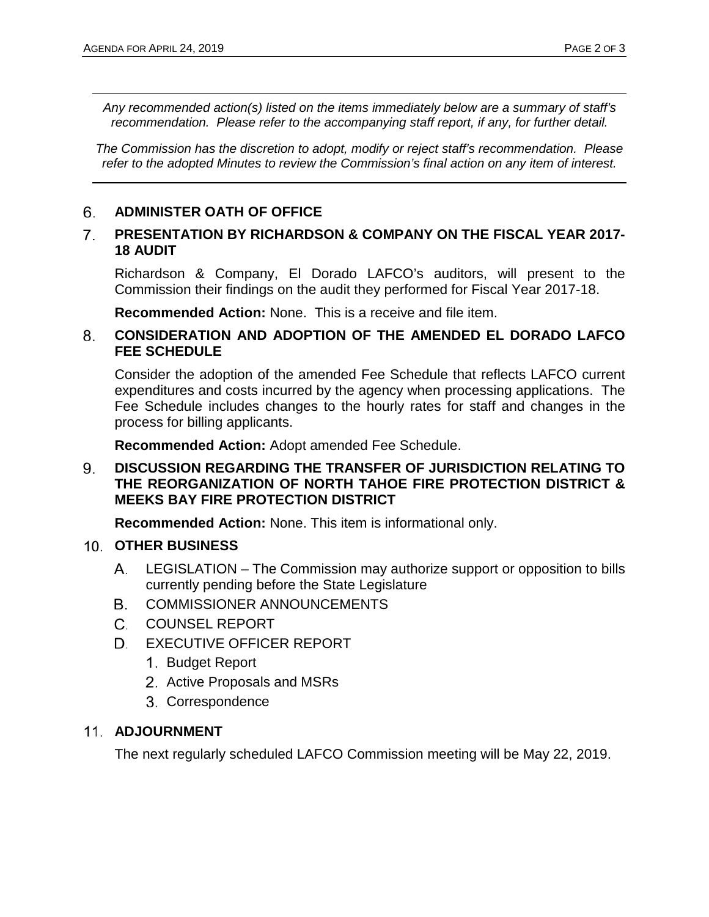*Any recommended action(s) listed on the items immediately below are a summary of staff's recommendation. Please refer to the accompanying staff report, if any, for further detail.*

*The Commission has the discretion to adopt, modify or reject staff's recommendation. Please refer to the adopted Minutes to review the Commission's final action on any item of interest.*

6. **ADMINISTER OATH OF OFFICE**

7. **PRESENTATION BY RICHARDSON & COMPANY ON THE FISCAL YEAR 2017-18 AUDIT**

   Richardson & Company, El Dorado LAFCO's auditors, will present to the Commission their findings on the audit they performed for Fiscal Year 2017-18.

   **Recommended Action:** None. This is a receive and file item.

8. **CONSIDERATION AND ADOPTION OF THE AMENDED EL DORADO LAFCO FEE SCHEDULE**

   Consider the adoption of the amended Fee Schedule that reflects LAFCO current expenditures and costs incurred by the agency when processing applications. The Fee Schedule includes changes to the hourly rates for staff and changes in the process for billing applicants.

   **Recommended Action:** Adopt amended Fee Schedule.

9. **DISCUSSION REGARDING THE TRANSFER OF JURISDICTION RELATING TO THE REORGANIZATION OF NORTH TAHOE FIRE PROTECTION DISTRICT & MEEKS BAY FIRE PROTECTION DISTRICT**

   **Recommended Action:** None. This item is informational only.

10. **OTHER BUSINESS**

    A. LEGISLATION – The Commission may authorize support or opposition to bills currently pending before the State Legislature

    B. COMMISSIONER ANNOUNCEMENTS

    C. COUNSEL REPORT

    D. EXECUTIVE OFFICER REPORT

       1. Budget Report
       2. Active Proposals and MSRs
       3. Correspondence

11. **ADJOURNMENT**

    The next regularly scheduled LAFCO Commission meeting will be May 22, 2019.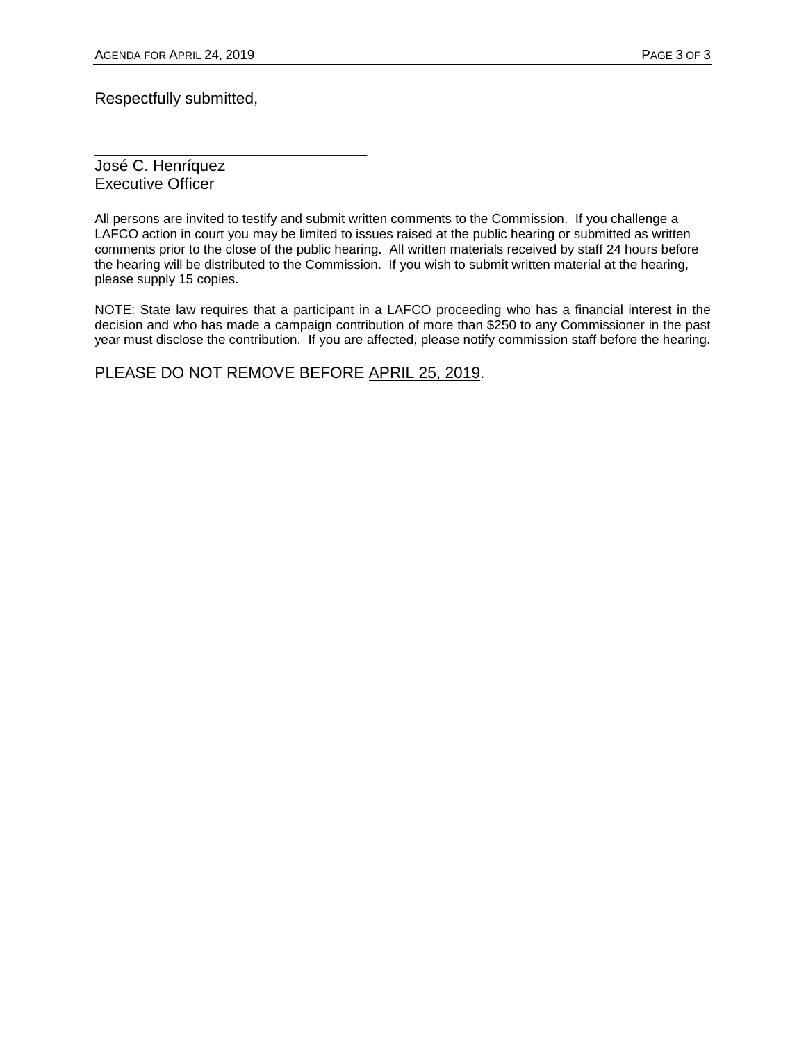Respectfully submitted,

\_\_\_\_\_\_\_\_\_\_\_\_\_\_\_\_\_\_\_\_\_\_\_\_\_\_\_\_\_\_\_\_

José C. Henríquez
Executive Officer

All persons are invited to testify and submit written comments to the Commission. If you challenge a LAFCO action in court you may be limited to issues raised at the public hearing or submitted as written comments prior to the close of the public hearing. All written materials received by staff 24 hours before the hearing will be distributed to the Commission. If you wish to submit written material at the hearing, please supply 15 copies.

NOTE: State law requires that a participant in a LAFCO proceeding who has a financial interest in the decision and who has made a campaign contribution of more than $250 to any Commissioner in the past year must disclose the contribution. If you are affected, please notify commission staff before the hearing.

PLEASE DO NOT REMOVE BEFORE <u>APRIL 25, 2019</u>.